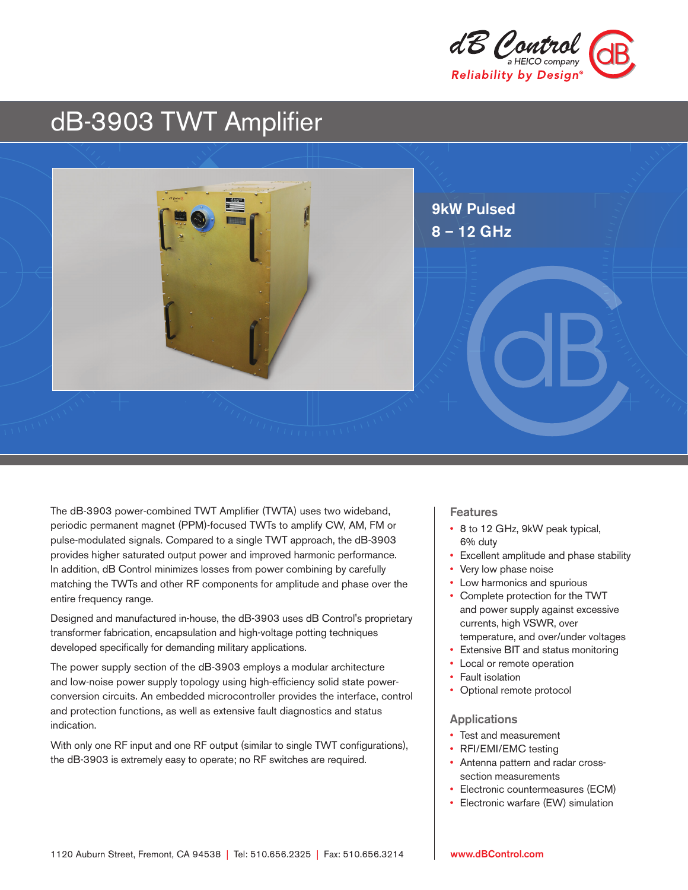dB Control
a HEICO company
Reliability by Design®

# dB-3903 TWT Amplifier

**9kW Pulsed**
**8 – 12 GHz**

The dB-3903 power-combined TWT Amplifier (TWTA) uses two wideband, periodic permanent magnet (PPM)-focused TWTs to amplify CW, AM, FM or pulse-modulated signals. Compared to a single TWT approach, the dB-3903 provides higher saturated output power and improved harmonic performance. In addition, dB Control minimizes losses from power combining by carefully matching the TWTs and other RF components for amplitude and phase over the entire frequency range.

Designed and manufactured in-house, the dB-3903 uses dB Control's proprietary transformer fabrication, encapsulation and high-voltage potting techniques developed specifically for demanding military applications.

The power supply section of the dB-3903 employs a modular architecture and low-noise power supply topology using high-efficiency solid state power-conversion circuits. An embedded microcontroller provides the interface, control and protection functions, as well as extensive fault diagnostics and status indication.

With only one RF input and one RF output (similar to single TWT configurations), the dB-3903 is extremely easy to operate; no RF switches are required.

## Features

- 8 to 12 GHz, 9kW peak typical, 6% duty
- Excellent amplitude and phase stability
- Very low phase noise
- Low harmonics and spurious
- Complete protection for the TWT and power supply against excessive currents, high VSWR, over temperature, and over/under voltages
- Extensive BIT and status monitoring
- Local or remote operation
- Fault isolation
- Optional remote protocol

## Applications

- Test and measurement
- RFI/EMI/EMC testing
- Antenna pattern and radar cross-section measurements
- Electronic countermeasures (ECM)
- Electronic warfare (EW) simulation

1120 Auburn Street, Fremont, CA 94538 | Tel: 510.656.2325 | Fax: 510.656.3214

www.dBControl.com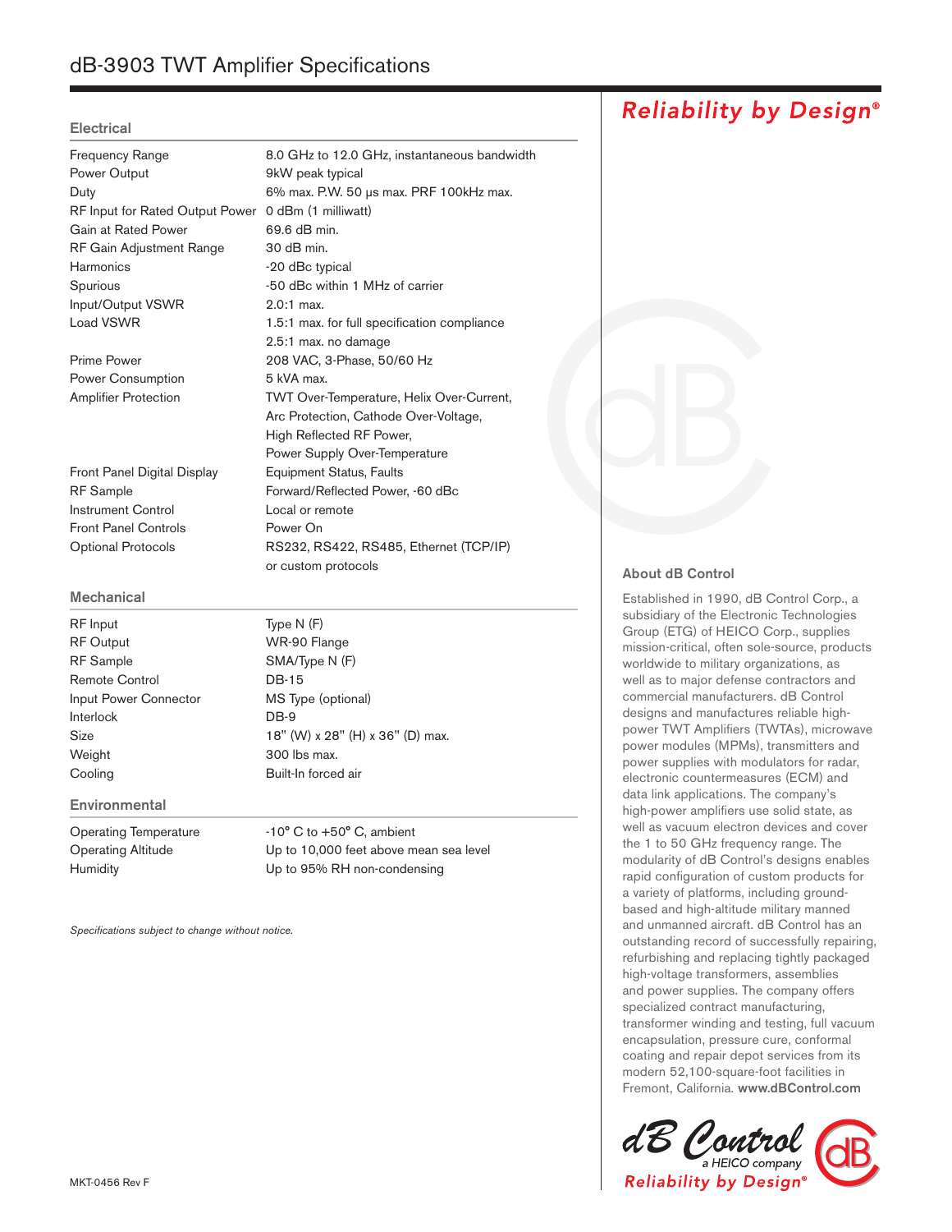# dB-3903 TWT Amplifier Specifications

## Electrical

| | |
|---|---|
| Frequency Range | 8.0 GHz to 12.0 GHz, instantaneous bandwidth |
| Power Output | 9kW peak typical |
| Duty | 6% max. P.W. 50 µs max. PRF 100kHz max. |
| RF Input for Rated Output Power | 0 dBm (1 milliwatt) |
| Gain at Rated Power | 69.6 dB min. |
| RF Gain Adjustment Range | 30 dB min. |
| Harmonics | -20 dBc typical |
| Spurious | -50 dBc within 1 MHz of carrier |
| Input/Output VSWR | 2.0:1 max. |
| Load VSWR | 1.5:1 max. for full specification compliance<br>2.5:1 max. no damage |
| Prime Power | 208 VAC, 3-Phase, 50/60 Hz |
| Power Consumption | 5 kVA max. |
| Amplifier Protection | TWT Over-Temperature, Helix Over-Current, Arc Protection, Cathode Over-Voltage, High Reflected RF Power, Power Supply Over-Temperature |
| Front Panel Digital Display | Equipment Status, Faults |
| RF Sample | Forward/Reflected Power, -60 dBc |
| Instrument Control | Local or remote |
| Front Panel Controls | Power On |
| Optional Protocols | RS232, RS422, RS485, Ethernet (TCP/IP) or custom protocols |

## Mechanical

| | |
|---|---|
| RF Input | Type N (F) |
| RF Output | WR-90 Flange |
| RF Sample | SMA/Type N (F) |
| Remote Control | DB-15 |
| Input Power Connector | MS Type (optional) |
| Interlock | DB-9 |
| Size | 18" (W) x 28" (H) x 36" (D) max. |
| Weight | 300 lbs max. |
| Cooling | Built-In forced air |

## Environmental

| | |
|---|---|
| Operating Temperature | -10° C to +50° C, ambient |
| Operating Altitude | Up to 10,000 feet above mean sea level |
| Humidity | Up to 95% RH non-condensing |

*Specifications subject to change without notice.*

*Reliability by Design®*

### About dB Control

Established in 1990, dB Control Corp., a subsidiary of the Electronic Technologies Group (ETG) of HEICO Corp., supplies mission-critical, often sole-source, products worldwide to military organizations, as well as to major defense contractors and commercial manufacturers. dB Control designs and manufactures reliable high-power TWT Amplifiers (TWTAs), microwave power modules (MPMs), transmitters and power supplies with modulators for radar, electronic countermeasures (ECM) and data link applications. The company's high-power amplifiers use solid state, as well as vacuum electron devices and cover the 1 to 50 GHz frequency range. The modularity of dB Control's designs enables rapid configuration of custom products for a variety of platforms, including ground-based and high-altitude military manned and unmanned aircraft. dB Control has an outstanding record of successfully repairing, refurbishing and replacing tightly packaged high-voltage transformers, assemblies and power supplies. The company offers specialized contract manufacturing, transformer winding and testing, full vacuum encapsulation, pressure cure, conformal coating and repair depot services from its modern 52,100-square-foot facilities in Fremont, California. **www.dBControl.com**

dB Control
a HEICO company
*Reliability by Design®*

MKT-0456 Rev F